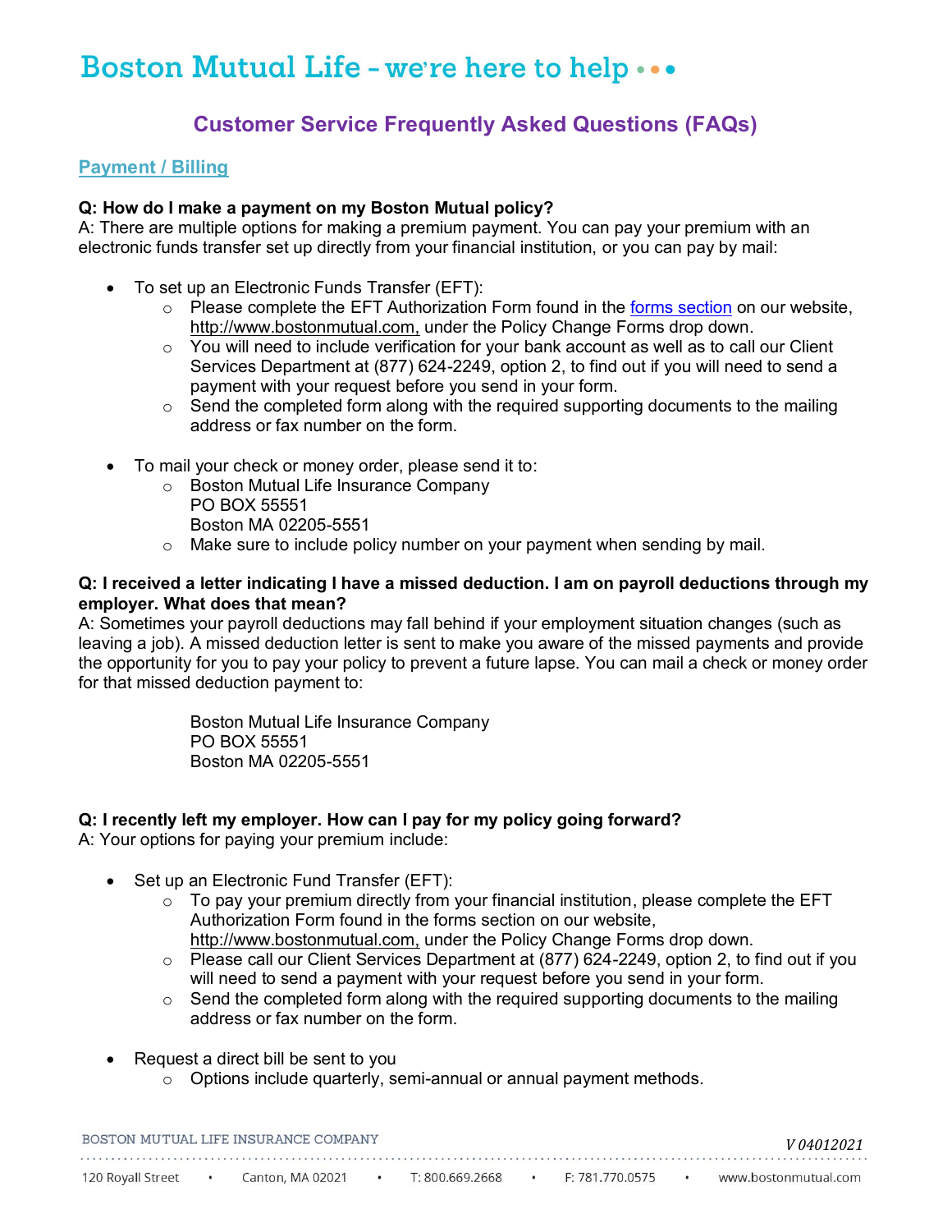# Boston Mutual Life – we're here to help

## Customer Service Frequently Asked Questions (FAQs)

### Payment / Billing

**Q: How do I make a payment on my Boston Mutual policy?**
A: There are multiple options for making a premium payment. You can pay your premium with an electronic funds transfer set up directly from your financial institution, or you can pay by mail:

- To set up an Electronic Funds Transfer (EFT):
  - Please complete the EFT Authorization Form found in the forms section on our website, http://www.bostonmutual.com, under the Policy Change Forms drop down.
  - You will need to include verification for your bank account as well as to call our Client Services Department at (877) 624-2249, option 2, to find out if you will need to send a payment with your request before you send in your form.
  - Send the completed form along with the required supporting documents to the mailing address or fax number on the form.

- To mail your check or money order, please send it to:
  - Boston Mutual Life Insurance Company
    PO BOX 55551
    Boston MA 02205-5551
  - Make sure to include policy number on your payment when sending by mail.

**Q: I received a letter indicating I have a missed deduction. I am on payroll deductions through my employer. What does that mean?**
A: Sometimes your payroll deductions may fall behind if your employment situation changes (such as leaving a job). A missed deduction letter is sent to make you aware of the missed payments and provide the opportunity for you to pay your policy to prevent a future lapse. You can mail a check or money order for that missed deduction payment to:

Boston Mutual Life Insurance Company
PO BOX 55551
Boston MA 02205-5551

**Q: I recently left my employer. How can I pay for my policy going forward?**
A: Your options for paying your premium include:

- Set up an Electronic Fund Transfer (EFT):
  - To pay your premium directly from your financial institution, please complete the EFT Authorization Form found in the forms section on our website, http://www.bostonmutual.com, under the Policy Change Forms drop down.
  - Please call our Client Services Department at (877) 624-2249, option 2, to find out if you will need to send a payment with your request before you send in your form.
  - Send the completed form along with the required supporting documents to the mailing address or fax number on the form.

- Request a direct bill be sent to you
  - Options include quarterly, semi-annual or annual payment methods.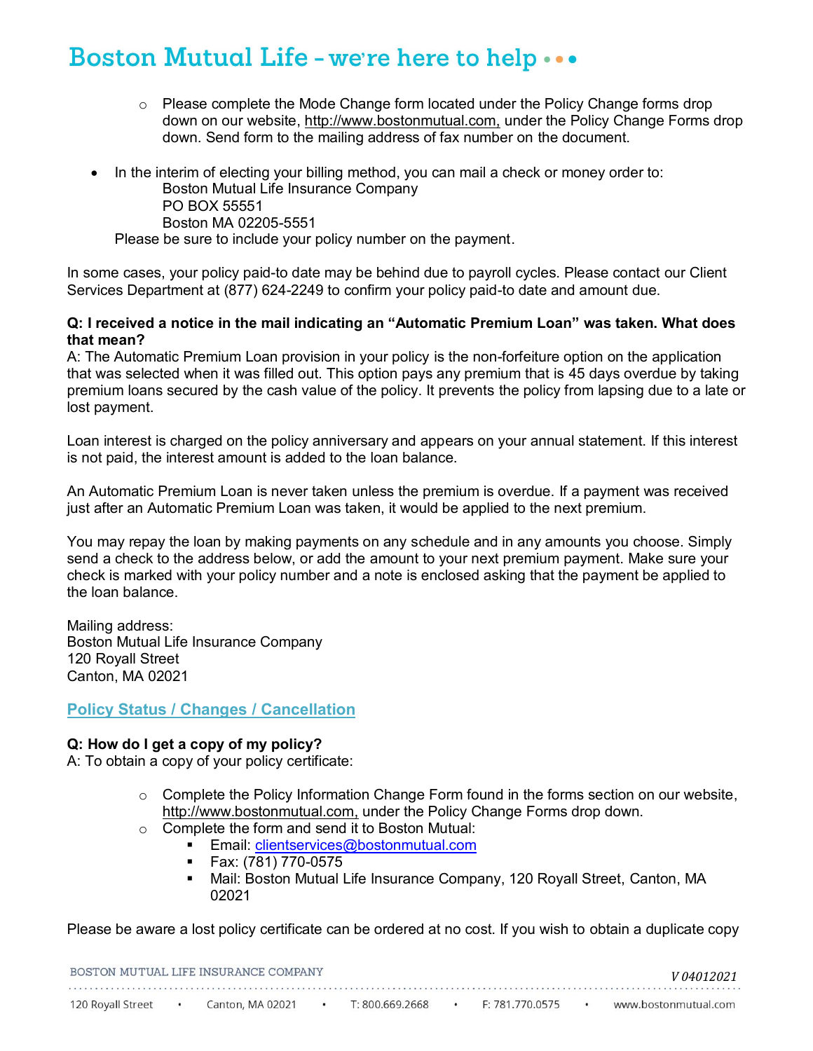- Please complete the Mode Change form located under the Policy Change forms drop down on our website, http://www.bostonmutual.com, under the Policy Change Forms drop down. Send form to the mailing address of fax number on the document.

- In the interim of electing your billing method, you can mail a check or money order to:
  Boston Mutual Life Insurance Company
  PO BOX 55551
  Boston MA 02205-5551
  Please be sure to include your policy number on the payment.

In some cases, your policy paid-to date may be behind due to payroll cycles. Please contact our Client Services Department at (877) 624-2249 to confirm your policy paid-to date and amount due.

**Q: I received a notice in the mail indicating an "Automatic Premium Loan" was taken. What does that mean?**
A: The Automatic Premium Loan provision in your policy is the non-forfeiture option on the application that was selected when it was filled out. This option pays any premium that is 45 days overdue by taking premium loans secured by the cash value of the policy. It prevents the policy from lapsing due to a late or lost payment.

Loan interest is charged on the policy anniversary and appears on your annual statement. If this interest is not paid, the interest amount is added to the loan balance.

An Automatic Premium Loan is never taken unless the premium is overdue. If a payment was received just after an Automatic Premium Loan was taken, it would be applied to the next premium.

You may repay the loan by making payments on any schedule and in any amounts you choose. Simply send a check to the address below, or add the amount to your next premium payment. Make sure your check is marked with your policy number and a note is enclosed asking that the payment be applied to the loan balance.

Mailing address:
Boston Mutual Life Insurance Company
120 Royall Street
Canton, MA 02021

## Policy Status / Changes / Cancellation

**Q: How do I get a copy of my policy?**
A: To obtain a copy of your policy certificate:

   - Complete the Policy Information Change Form found in the forms section on our website, http://www.bostonmutual.com, under the Policy Change Forms drop down.
   - Complete the form and send it to Boston Mutual:
     - Email: clientservices@bostonmutual.com
     - Fax: (781) 770-0575
     - Mail: Boston Mutual Life Insurance Company, 120 Royall Street, Canton, MA 02021

Please be aware a lost policy certificate can be ordered at no cost. If you wish to obtain a duplicate copy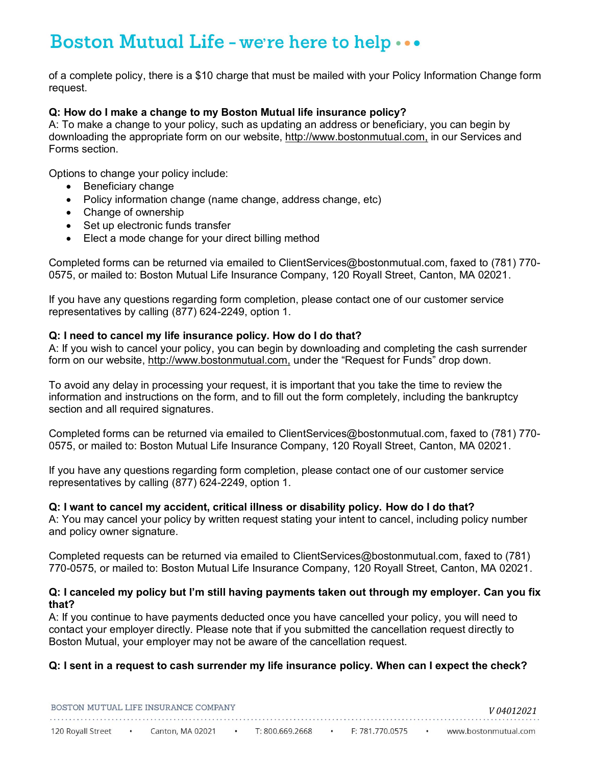of a complete policy, there is a $10 charge that must be mailed with your Policy Information Change form request.

**Q: How do I make a change to my Boston Mutual life insurance policy?**
A: To make a change to your policy, such as updating an address or beneficiary, you can begin by downloading the appropriate form on our website, http://www.bostonmutual.com, in our Services and Forms section.

Options to change your policy include:

- Beneficiary change
- Policy information change (name change, address change, etc)
- Change of ownership
- Set up electronic funds transfer
- Elect a mode change for your direct billing method

Completed forms can be returned via emailed to ClientServices@bostonmutual.com, faxed to (781) 770-0575, or mailed to: Boston Mutual Life Insurance Company, 120 Royall Street, Canton, MA 02021.

If you have any questions regarding form completion, please contact one of our customer service representatives by calling (877) 624-2249, option 1.

**Q: I need to cancel my life insurance policy. How do I do that?**
A: If you wish to cancel your policy, you can begin by downloading and completing the cash surrender form on our website, http://www.bostonmutual.com, under the "Request for Funds" drop down.

To avoid any delay in processing your request, it is important that you take the time to review the information and instructions on the form, and to fill out the form completely, including the bankruptcy section and all required signatures.

Completed forms can be returned via emailed to ClientServices@bostonmutual.com, faxed to (781) 770-0575, or mailed to: Boston Mutual Life Insurance Company, 120 Royall Street, Canton, MA 02021.

If you have any questions regarding form completion, please contact one of our customer service representatives by calling (877) 624-2249, option 1.

**Q: I want to cancel my accident, critical illness or disability policy. How do I do that?**
A: You may cancel your policy by written request stating your intent to cancel, including policy number and policy owner signature.

Completed requests can be returned via emailed to ClientServices@bostonmutual.com, faxed to (781) 770-0575, or mailed to: Boston Mutual Life Insurance Company, 120 Royall Street, Canton, MA 02021.

**Q: I canceled my policy but I'm still having payments taken out through my employer. Can you fix that?**
A: If you continue to have payments deducted once you have cancelled your policy, you will need to contact your employer directly. Please note that if you submitted the cancellation request directly to Boston Mutual, your employer may not be aware of the cancellation request.

**Q: I sent in a request to cash surrender my life insurance policy. When can I expect the check?**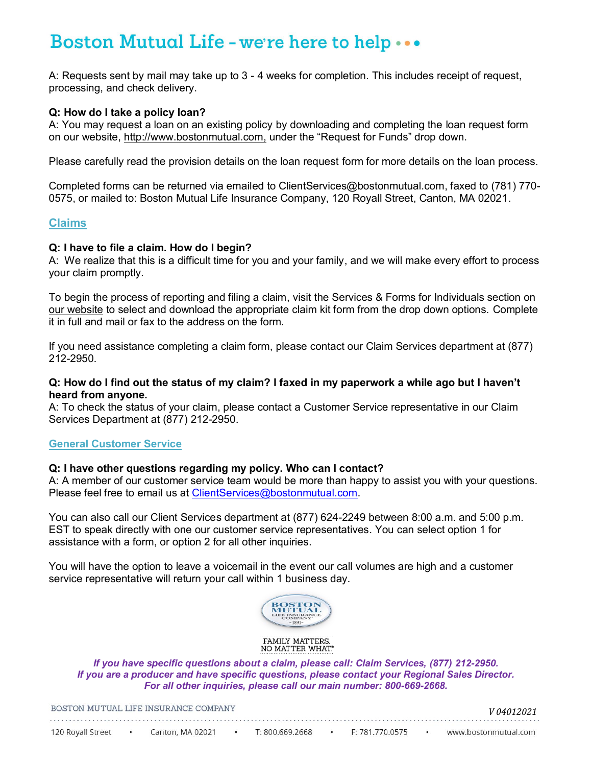A: Requests sent by mail may take up to 3 - 4 weeks for completion. This includes receipt of request, processing, and check delivery.

**Q: How do I take a policy loan?**
A: You may request a loan on an existing policy by downloading and completing the loan request form on our website, http://www.bostonmutual.com, under the "Request for Funds" drop down.

Please carefully read the provision details on the loan request form for more details on the loan process.

Completed forms can be returned via emailed to ClientServices@bostonmutual.com, faxed to (781) 770-0575, or mailed to: Boston Mutual Life Insurance Company, 120 Royall Street, Canton, MA 02021.

## Claims

**Q: I have to file a claim. How do I begin?**
A: We realize that this is a difficult time for you and your family, and we will make every effort to process your claim promptly.

To begin the process of reporting and filing a claim, visit the Services & Forms for Individuals section on our website to select and download the appropriate claim kit form from the drop down options. Complete it in full and mail or fax to the address on the form.

If you need assistance completing a claim form, please contact our Claim Services department at (877) 212-2950.

**Q: How do I find out the status of my claim? I faxed in my paperwork a while ago but I haven't heard from anyone.**
A: To check the status of your claim, please contact a Customer Service representative in our Claim Services Department at (877) 212-2950.

## General Customer Service

**Q: I have other questions regarding my policy. Who can I contact?**
A: A member of our customer service team would be more than happy to assist you with your questions. Please feel free to email us at ClientServices@bostonmutual.com.

You can also call our Client Services department at (877) 624-2249 between 8:00 a.m. and 5:00 p.m. EST to speak directly with one our customer service representatives. You can select option 1 for assistance with a form, or option 2 for all other inquiries.

You will have the option to leave a voicemail in the event our call volumes are high and a customer service representative will return your call within 1 business day.

FAMILY MATTERS. NO MATTER WHAT®

***If you have specific questions about a claim, please call: Claim Services, (877) 212-2950.***
***If you are a producer and have specific questions, please contact your Regional Sales Director.***
***For all other inquiries, please call our main number: 800-669-2668.***

V 04012021